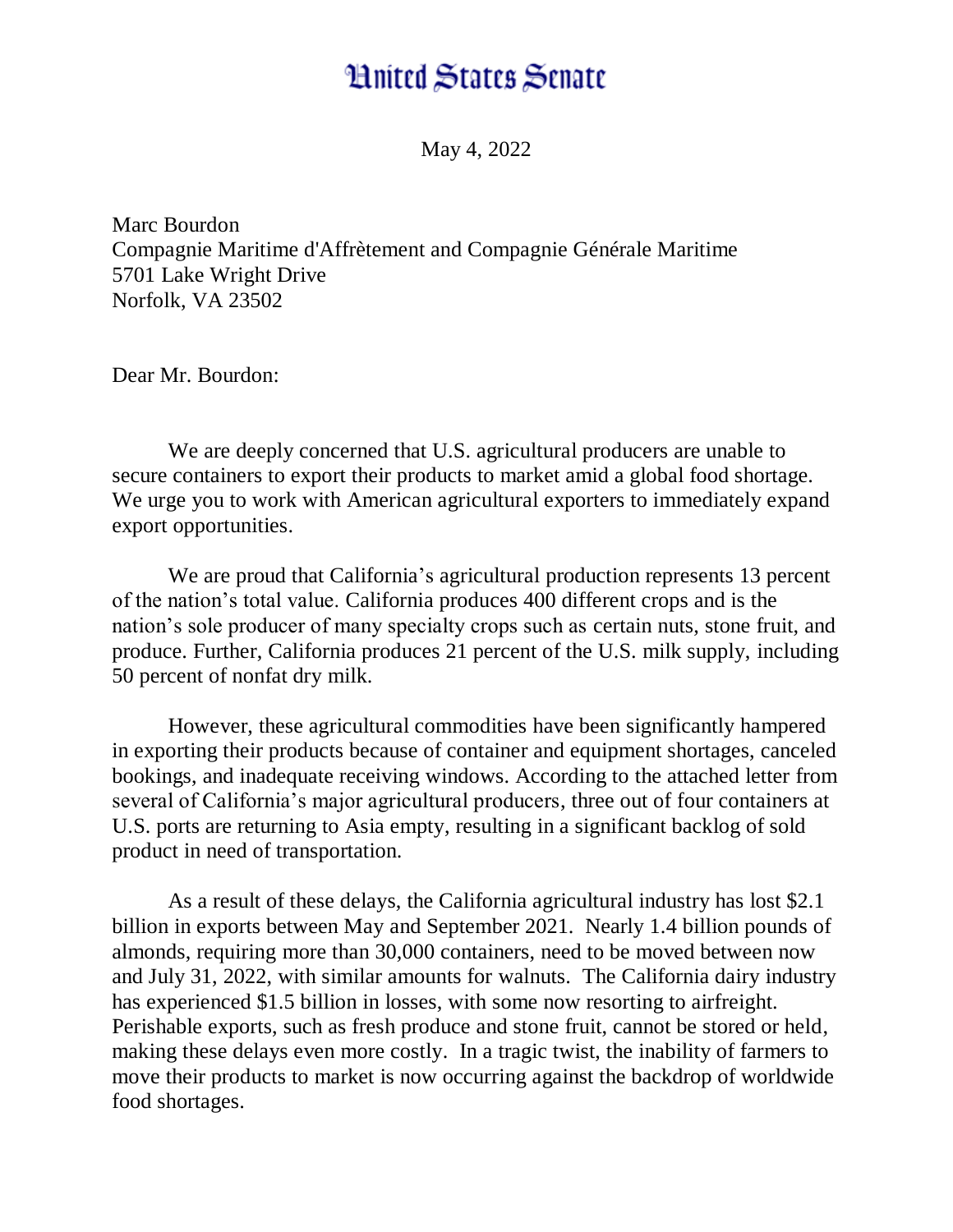# United States Senate

May 4, 2022

Marc Bourdon
Compagnie Maritime d'Affrètement and Compagnie Générale Maritime
5701 Lake Wright Drive
Norfolk, VA 23502

Dear Mr. Bourdon:

We are deeply concerned that U.S. agricultural producers are unable to secure containers to export their products to market amid a global food shortage. We urge you to work with American agricultural exporters to immediately expand export opportunities.

We are proud that California's agricultural production represents 13 percent of the nation's total value. California produces 400 different crops and is the nation's sole producer of many specialty crops such as certain nuts, stone fruit, and produce. Further, California produces 21 percent of the U.S. milk supply, including 50 percent of nonfat dry milk.

However, these agricultural commodities have been significantly hampered in exporting their products because of container and equipment shortages, canceled bookings, and inadequate receiving windows. According to the attached letter from several of California's major agricultural producers, three out of four containers at U.S. ports are returning to Asia empty, resulting in a significant backlog of sold product in need of transportation.

As a result of these delays, the California agricultural industry has lost $2.1 billion in exports between May and September 2021. Nearly 1.4 billion pounds of almonds, requiring more than 30,000 containers, need to be moved between now and July 31, 2022, with similar amounts for walnuts. The California dairy industry has experienced $1.5 billion in losses, with some now resorting to airfreight. Perishable exports, such as fresh produce and stone fruit, cannot be stored or held, making these delays even more costly. In a tragic twist, the inability of farmers to move their products to market is now occurring against the backdrop of worldwide food shortages.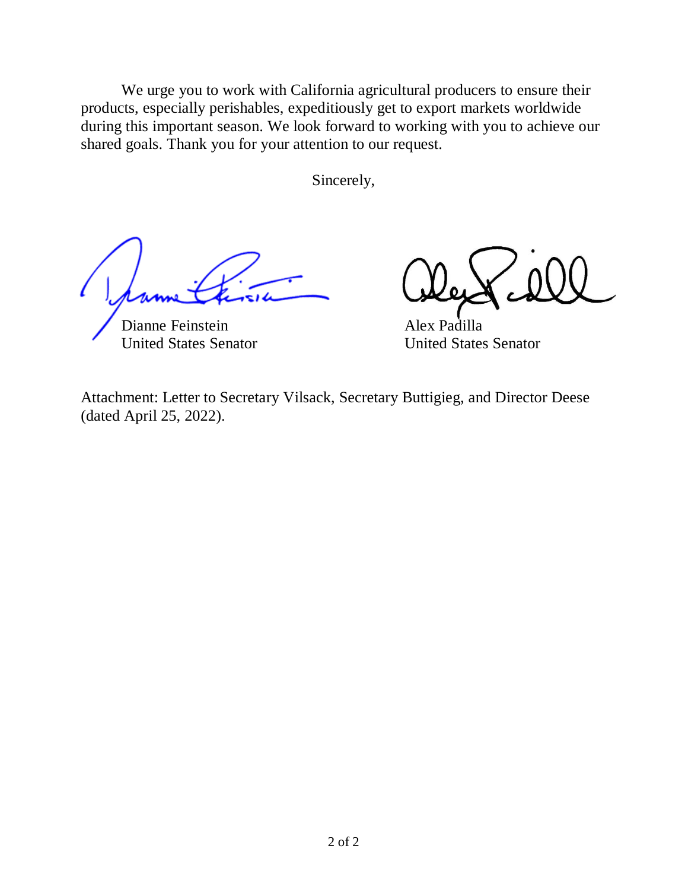We urge you to work with California agricultural producers to ensure their products, especially perishables, expeditiously get to export markets worldwide during this important season. We look forward to working with you to achieve our shared goals. Thank you for your attention to our request.

Sincerely,

Dianne Feinstein
United States Senator

Alex Padilla
United States Senator

Attachment: Letter to Secretary Vilsack, Secretary Buttigieg, and Director Deese (dated April 25, 2022).